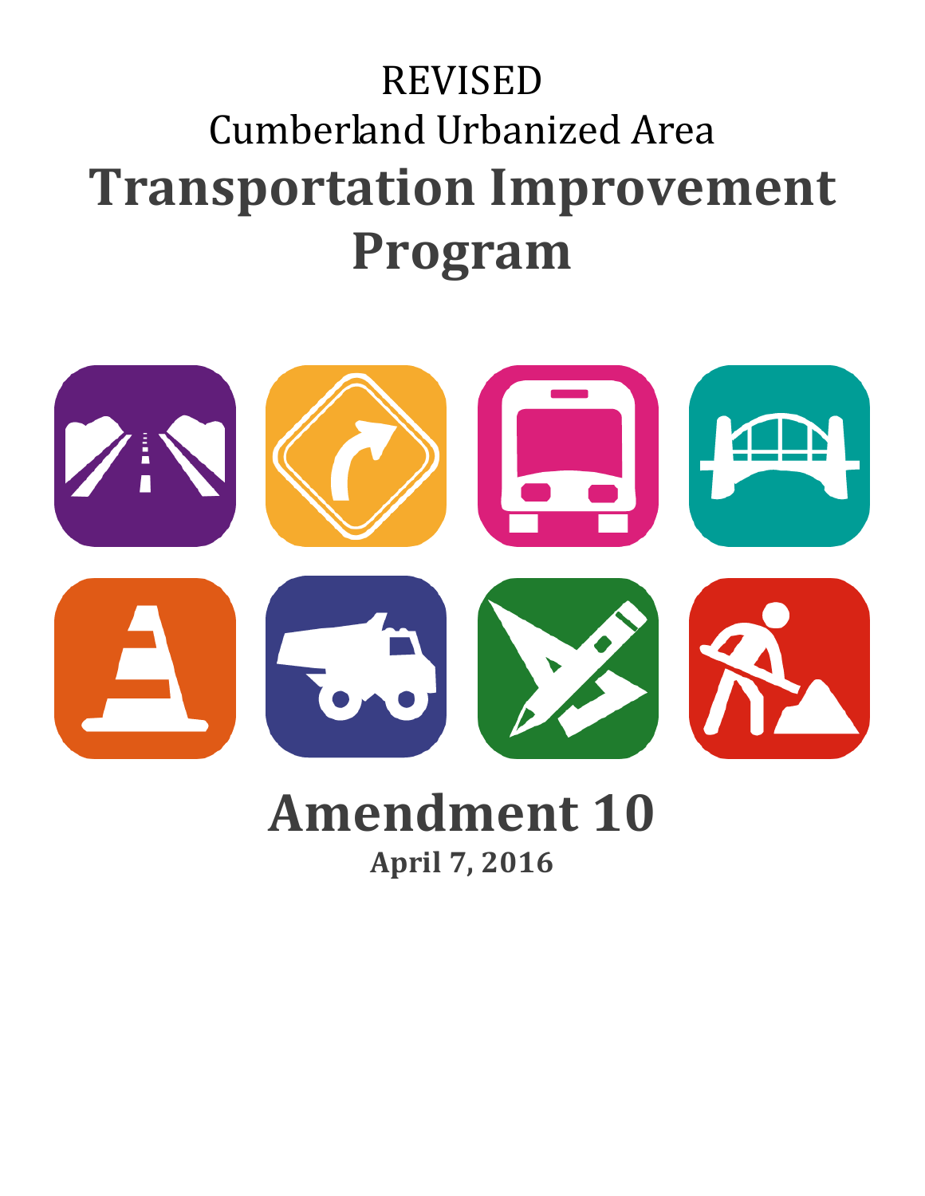REVISED

Cumberland Urbanized Area

# Transportation Improvement Program

# Amendment 10

**April 7, 2016**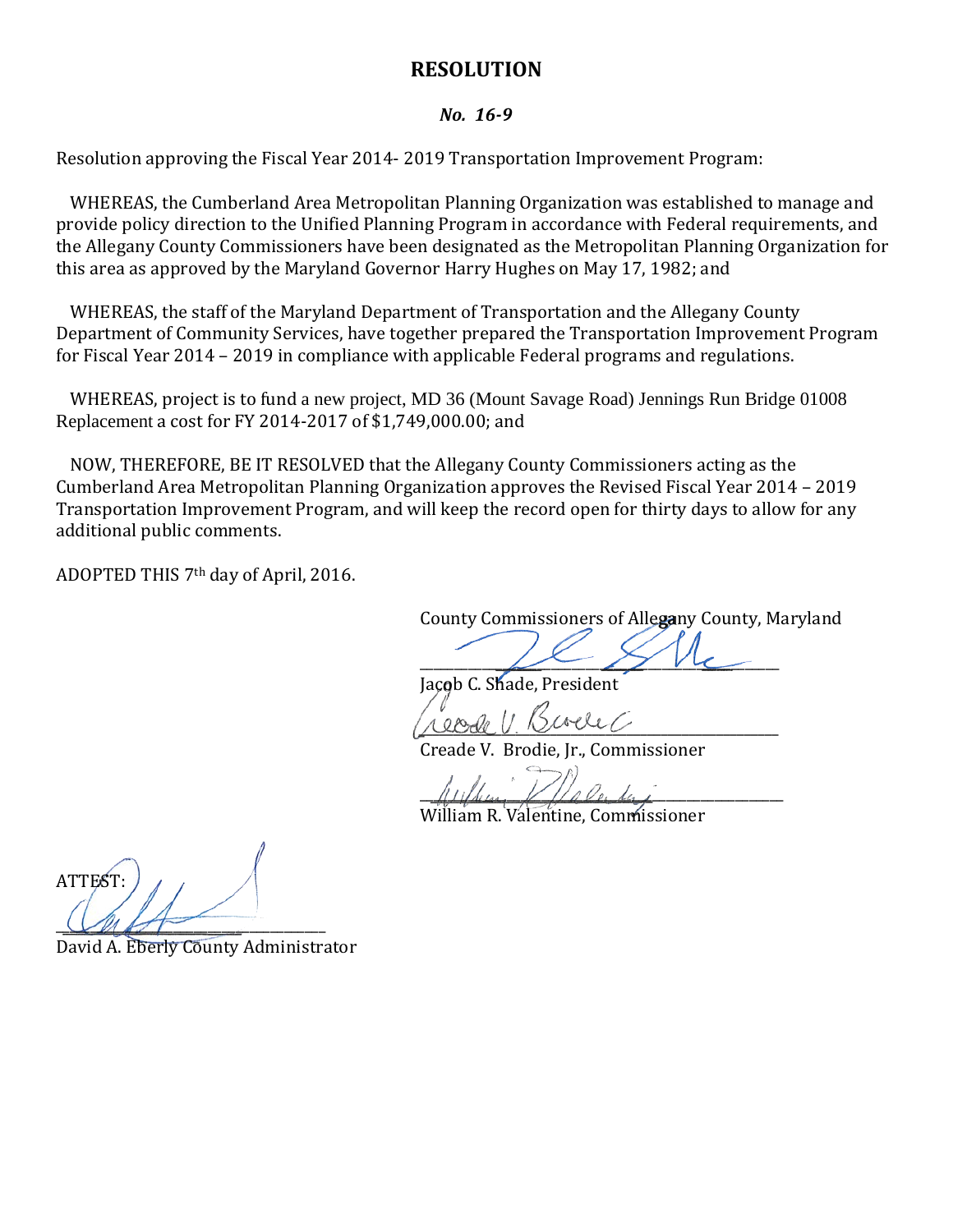# RESOLUTION

### *No. 16-9*

Resolution approving the Fiscal Year 2014- 2019 Transportation Improvement Program:

WHEREAS, the Cumberland Area Metropolitan Planning Organization was established to manage and provide policy direction to the Unified Planning Program in accordance with Federal requirements, and the Allegany County Commissioners have been designated as the Metropolitan Planning Organization for this area as approved by the Maryland Governor Harry Hughes on May 17, 1982; and

WHEREAS, the staff of the Maryland Department of Transportation and the Allegany County Department of Community Services, have together prepared the Transportation Improvement Program for Fiscal Year 2014 – 2019 in compliance with applicable Federal programs and regulations.

WHEREAS, project is to fund a new project, MD 36 (Mount Savage Road) Jennings Run Bridge 01008 Replacement a cost for FY 2014-2017 of $1,749,000.00; and

NOW, THEREFORE, BE IT RESOLVED that the Allegany County Commissioners acting as the Cumberland Area Metropolitan Planning Organization approves the Revised Fiscal Year 2014 – 2019 Transportation Improvement Program, and will keep the record open for thirty days to allow for any additional public comments.

ADOPTED THIS 7th day of April, 2016.

County Commissioners of Allegany County, Maryland

\_\_\_\_\_\_\_\_\_\_\_\_\_\_\_\_\_\_\_\_\_\_\_\_\_\_\_\_\_\_\_\_\_\_\_\_\_\_\_\_

Jacob C. Shade, President

\_\_\_\_\_\_\_\_\_\_\_\_\_\_\_\_\_\_\_\_\_\_\_\_\_\_\_\_\_\_\_\_\_\_\_\_\_\_\_\_

Creade V. Brodie, Jr., Commissioner

\_\_\_\_\_\_\_\_\_\_\_\_\_\_\_\_\_\_\_\_\_\_\_\_\_\_\_\_\_\_\_\_\_\_\_\_\_\_\_\_

William R. Valentine, Commissioner

ATTEST:

\_\_\_\_\_\_\_\_\_\_\_\_\_\_\_\_\_\_\_\_\_\_\_\_\_\_\_\_\_\_\_\_\_\_

David A. Eberly County Administrator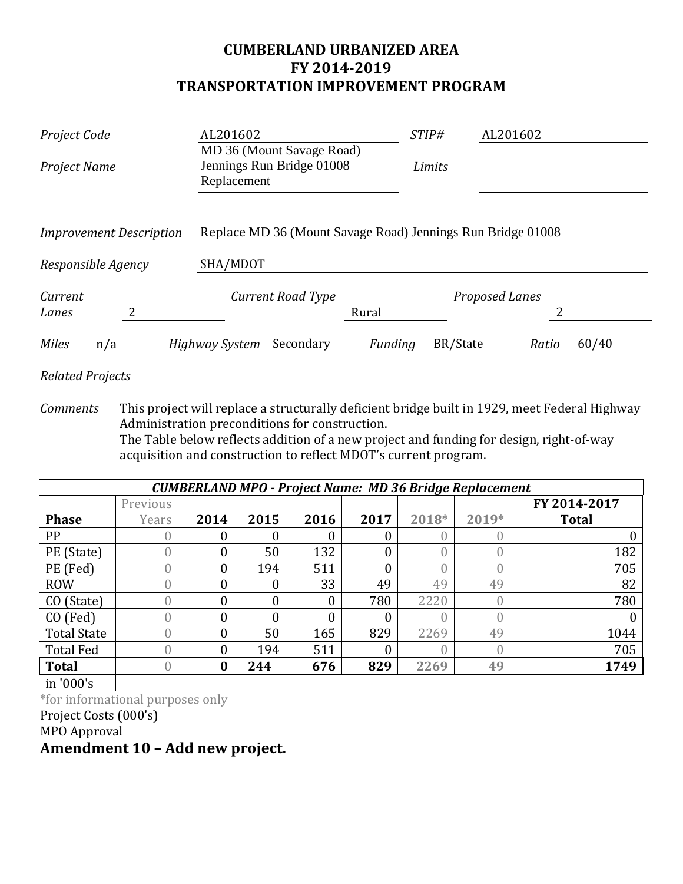# CUMBERLAND URBANIZED AREA
# FY 2014-2019
# TRANSPORTATION IMPROVEMENT PROGRAM

*Project Code* AL201602 *STIP#* AL201602

*Project Name* MD 36 (Mount Savage Road) Jennings Run Bridge 01008 Replacement *Limits*

*Improvement Description* Replace MD 36 (Mount Savage Road) Jennings Run Bridge 01008

*Responsible Agency* SHA/MDOT

*Current Lanes* 2 *Current Road Type* Rural *Proposed Lanes* 2

*Miles* n/a *Highway System* Secondary *Funding* BR/State *Ratio* 60/40

*Related Projects*

*Comments* This project will replace a structurally deficient bridge built in 1929, meet Federal Highway Administration preconditions for construction.
The Table below reflects addition of a new project and funding for design, right-of-way acquisition and construction to reflect MDOT's current program.

| *CUMBERLAND MPO - Project Name: MD 36 Bridge Replacement* | | | | | | | | |
|---|---|---|---|---|---|---|---|---|
| **Phase** | Previous Years | **2014** | **2015** | **2016** | **2017** | **2018*** | **2019*** | **FY 2014-2017 Total** |
| PP | 0 | 0 | 0 | 0 | 0 | 0 | 0 | 0 |
| PE (State) | 0 | 0 | 50 | 132 | 0 | 0 | 0 | 182 |
| PE (Fed) | 0 | 0 | 194 | 511 | 0 | 0 | 0 | 705 |
| ROW | 0 | 0 | 0 | 33 | 49 | 49 | 49 | 82 |
| CO (State) | 0 | 0 | 0 | 0 | 780 | 2220 | 0 | 780 |
| CO (Fed) | 0 | 0 | 0 | 0 | 0 | 0 | 0 | 0 |
| Total State | 0 | 0 | 50 | 165 | 829 | 2269 | 49 | 1044 |
| Total Fed | 0 | 0 | 194 | 511 | 0 | 0 | 0 | 705 |
| **Total** | 0 | **0** | **244** | **676** | **829** | **2269** | **49** | **1749** |
| in '000's | | | | | | | | |

*for informational purposes only

Project Costs (000's)

MPO Approval

**Amendment 10 – Add new project.**